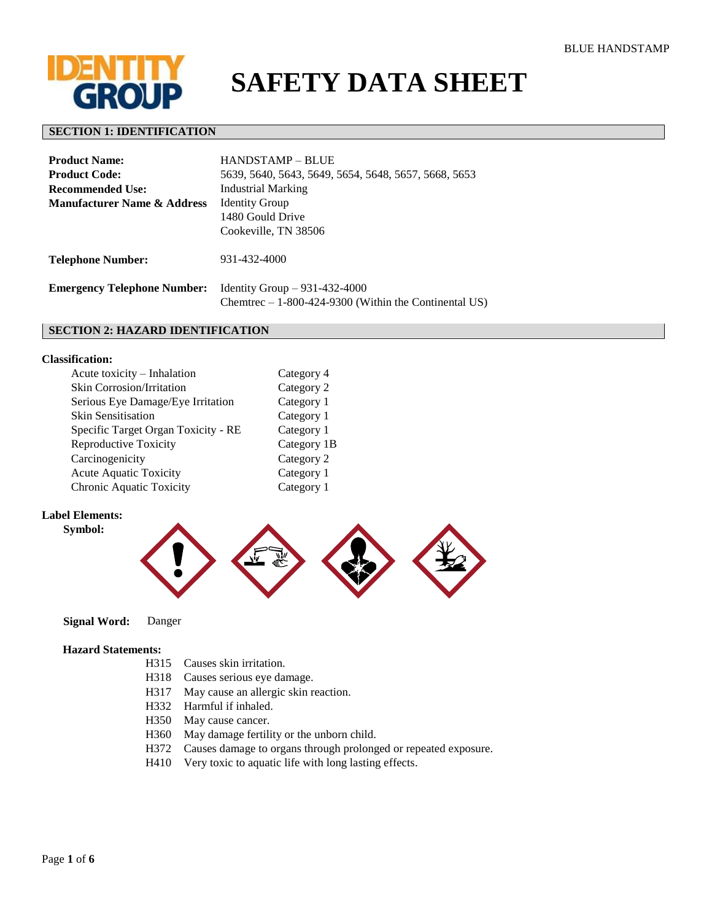# SAFETY DATA SHEET

## SECTION 1: IDENTIFICATION

| | |
|---|---|
| **Product Name:** | HANDSTAMP – BLUE |
| **Product Code:** | 5639, 5640, 5643, 5649, 5654, 5648, 5657, 5668, 5653 |
| **Recommended Use:** | Industrial Marking |
| **Manufacturer Name & Address** | Identity Group<br>1480 Gould Drive<br>Cookeville, TN 38506 |
| **Telephone Number:** | 931-432-4000 |
| **Emergency Telephone Number:** | Identity Group – 931-432-4000<br>Chemtrec – 1-800-424-9300 (Within the Continental US) |

## SECTION 2: HAZARD IDENTIFICATION

**Classification:**

| | |
|---|---|
| Acute toxicity – Inhalation | Category 4 |
| Skin Corrosion/Irritation | Category 2 |
| Serious Eye Damage/Eye Irritation | Category 1 |
| Skin Sensitisation | Category 1 |
| Specific Target Organ Toxicity - RE | Category 1 |
| Reproductive Toxicity | Category 1B |
| Carcinogenicity | Category 2 |
| Acute Aquatic Toxicity | Category 1 |
| Chronic Aquatic Toxicity | Category 1 |

**Label Elements:**

**Symbol:**

**Signal Word:** Danger

**Hazard Statements:**

- H315 Causes skin irritation.
- H318 Causes serious eye damage.
- H317 May cause an allergic skin reaction.
- H332 Harmful if inhaled.
- H350 May cause cancer.
- H360 May damage fertility or the unborn child.
- H372 Causes damage to organs through prolonged or repeated exposure.
- H410 Very toxic to aquatic life with long lasting effects.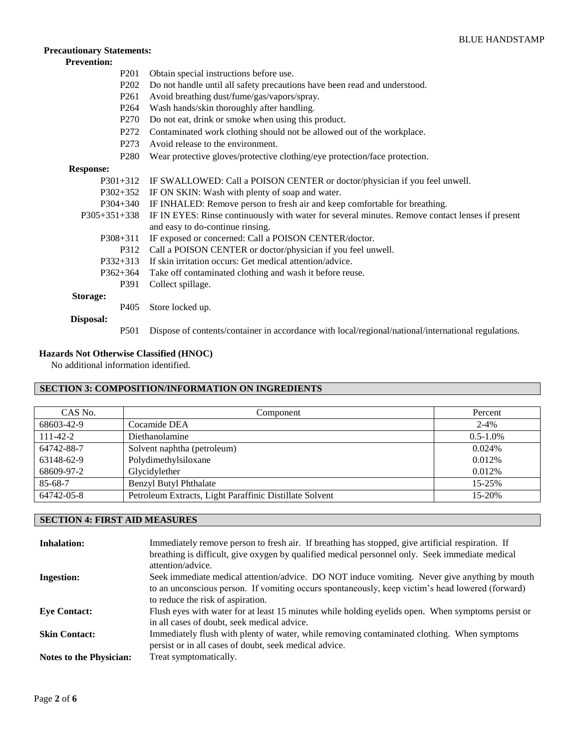**Precautionary Statements:**

**Prevention:**

| | |
|---|---|
| P201 | Obtain special instructions before use. |
| P202 | Do not handle until all safety precautions have been read and understood. |
| P261 | Avoid breathing dust/fume/gas/vapors/spray. |
| P264 | Wash hands/skin thoroughly after handling. |
| P270 | Do not eat, drink or smoke when using this product. |
| P272 | Contaminated work clothing should not be allowed out of the workplace. |
| P273 | Avoid release to the environment. |
| P280 | Wear protective gloves/protective clothing/eye protection/face protection. |

**Response:**

| | |
|---|---|
| P301+312 | IF SWALLOWED: Call a POISON CENTER or doctor/physician if you feel unwell. |
| P302+352 | IF ON SKIN: Wash with plenty of soap and water. |
| P304+340 | IF INHALED: Remove person to fresh air and keep comfortable for breathing. |
| P305+351+338 | IF IN EYES: Rinse continuously with water for several minutes. Remove contact lenses if present and easy to do-continue rinsing. |
| P308+311 | IF exposed or concerned: Call a POISON CENTER/doctor. |
| P312 | Call a POISON CENTER or doctor/physician if you feel unwell. |
| P332+313 | If skin irritation occurs: Get medical attention/advice. |
| P362+364 | Take off contaminated clothing and wash it before reuse. |
| P391 | Collect spillage. |

**Storage:**

| | |
|---|---|
| P405 | Store locked up. |

**Disposal:**

| | |
|---|---|
| P501 | Dispose of contents/container in accordance with local/regional/national/international regulations. |

**Hazards Not Otherwise Classified (HNOC)**

No additional information identified.

## SECTION 3: COMPOSITION/INFORMATION ON INGREDIENTS

| CAS No. | Component | Percent |
|---|---|---|
| 68603-42-9 | Cocamide DEA | 2-4% |
| 111-42-2 | Diethanolamine | 0.5-1.0% |
| 64742-88-7 | Solvent naphtha (petroleum) | 0.024% |
| 63148-62-9 | Polydimethylsiloxane | 0.012% |
| 68609-97-2 | Glycidylether | 0.012% |
| 85-68-7 | Benzyl Butyl Phthalate | 15-25% |
| 64742-05-8 | Petroleum Extracts, Light Paraffinic Distillate Solvent | 15-20% |

## SECTION 4: FIRST AID MEASURES

**Inhalation:** Immediately remove person to fresh air. If breathing has stopped, give artificial respiration. If breathing is difficult, give oxygen by qualified medical personnel only. Seek immediate medical attention/advice.

**Ingestion:** Seek immediate medical attention/advice. DO NOT induce vomiting. Never give anything by mouth to an unconscious person. If vomiting occurs spontaneously, keep victim's head lowered (forward) to reduce the risk of aspiration.

**Eye Contact:** Flush eyes with water for at least 15 minutes while holding eyelids open. When symptoms persist or in all cases of doubt, seek medical advice.

**Skin Contact:** Immediately flush with plenty of water, while removing contaminated clothing. When symptoms persist or in all cases of doubt, seek medical advice.

**Notes to the Physician:** Treat symptomatically.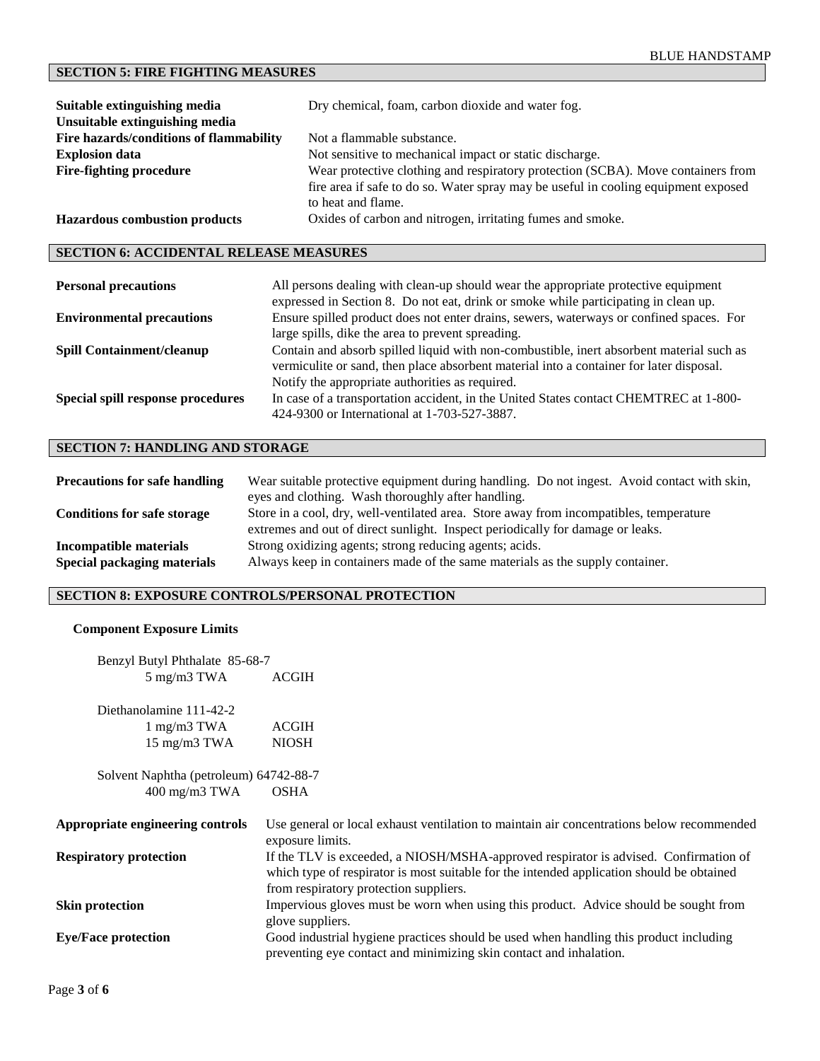BLUE HANDSTAMP

## SECTION 5: FIRE FIGHTING MEASURES

| | |
|---|---|
| **Suitable extinguishing media** | Dry chemical, foam, carbon dioxide and water fog. |
| **Unsuitable extinguishing media** | |
| **Fire hazards/conditions of flammability** | Not a flammable substance. |
| **Explosion data** | Not sensitive to mechanical impact or static discharge. |
| **Fire-fighting procedure** | Wear protective clothing and respiratory protection (SCBA). Move containers from fire area if safe to do so. Water spray may be useful in cooling equipment exposed to heat and flame. |
| **Hazardous combustion products** | Oxides of carbon and nitrogen, irritating fumes and smoke. |

## SECTION 6: ACCIDENTAL RELEASE MEASURES

| | |
|---|---|
| **Personal precautions** | All persons dealing with clean-up should wear the appropriate protective equipment expressed in Section 8. Do not eat, drink or smoke while participating in clean up. |
| **Environmental precautions** | Ensure spilled product does not enter drains, sewers, waterways or confined spaces. For large spills, dike the area to prevent spreading. |
| **Spill Containment/cleanup** | Contain and absorb spilled liquid with non-combustible, inert absorbent material such as vermiculite or sand, then place absorbent material into a container for later disposal. Notify the appropriate authorities as required. |
| **Special spill response procedures** | In case of a transportation accident, in the United States contact CHEMTREC at 1-800-424-9300 or International at 1-703-527-3887. |

## SECTION 7: HANDLING AND STORAGE

| | |
|---|---|
| **Precautions for safe handling** | Wear suitable protective equipment during handling. Do not ingest. Avoid contact with skin, eyes and clothing. Wash thoroughly after handling. |
| **Conditions for safe storage** | Store in a cool, dry, well-ventilated area. Store away from incompatibles, temperature extremes and out of direct sunlight. Inspect periodically for damage or leaks. |
| **Incompatible materials** | Strong oxidizing agents; strong reducing agents; acids. |
| **Special packaging materials** | Always keep in containers made of the same materials as the supply container. |

## SECTION 8: EXPOSURE CONTROLS/PERSONAL PROTECTION

**Component Exposure Limits**

Benzyl Butyl Phthalate 85-68-7

| | |
|---|---|
| 5 mg/m3 TWA | ACGIH |

Diethanolamine 111-42-2

| | |
|---|---|
| 1 mg/m3 TWA | ACGIH |
| 15 mg/m3 TWA | NIOSH |

Solvent Naphtha (petroleum) 64742-88-7

| | |
|---|---|
| 400 mg/m3 TWA | OSHA |

| | |
|---|---|
| **Appropriate engineering controls** | Use general or local exhaust ventilation to maintain air concentrations below recommended exposure limits. |
| **Respiratory protection** | If the TLV is exceeded, a NIOSH/MSHA-approved respirator is advised. Confirmation of which type of respirator is most suitable for the intended application should be obtained from respiratory protection suppliers. |
| **Skin protection** | Impervious gloves must be worn when using this product. Advice should be sought from glove suppliers. |
| **Eye/Face protection** | Good industrial hygiene practices should be used when handling this product including preventing eye contact and minimizing skin contact and inhalation. |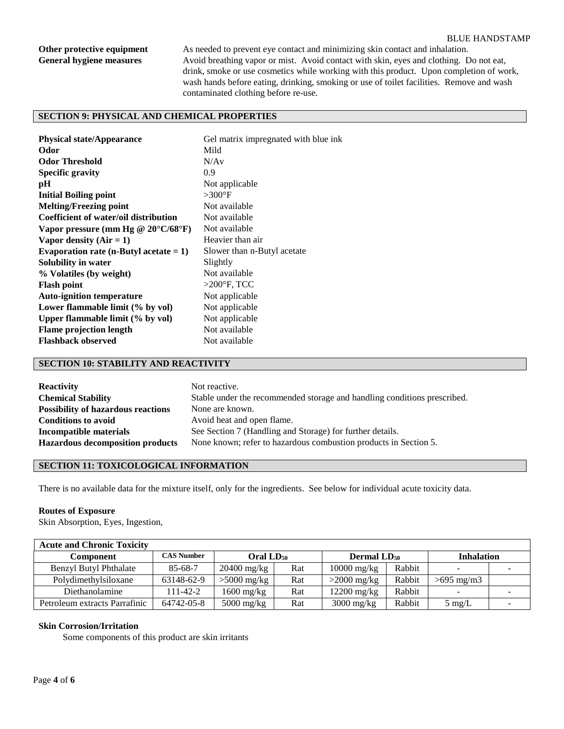**Other protective equipment** As needed to prevent eye contact and minimizing skin contact and inhalation.

**General hygiene measures** Avoid breathing vapor or mist. Avoid contact with skin, eyes and clothing. Do not eat, drink, smoke or use cosmetics while working with this product. Upon completion of work, wash hands before eating, drinking, smoking or use of toilet facilities. Remove and wash contaminated clothing before re-use.

## SECTION 9: PHYSICAL AND CHEMICAL PROPERTIES

| | |
|---|---|
| **Physical state/Appearance** | Gel matrix impregnated with blue ink |
| **Odor** | Mild |
| **Odor Threshold** | N/Av |
| **Specific gravity** | 0.9 |
| **pH** | Not applicable |
| **Initial Boiling point** | >300°F |
| **Melting/Freezing point** | Not available |
| **Coefficient of water/oil distribution** | Not available |
| **Vapor pressure (mm Hg @ 20°C/68°F)** | Not available |
| **Vapor density (Air = 1)** | Heavier than air |
| **Evaporation rate (n-Butyl acetate = 1)** | Slower than n-Butyl acetate |
| **Solubility in water** | Slightly |
| **% Volatiles (by weight)** | Not available |
| **Flash point** | >200°F, TCC |
| **Auto-ignition temperature** | Not applicable |
| **Lower flammable limit (% by vol)** | Not applicable |
| **Upper flammable limit (% by vol)** | Not applicable |
| **Flame projection length** | Not available |
| **Flashback observed** | Not available |

## SECTION 10: STABILITY AND REACTIVITY

| | |
|---|---|
| **Reactivity** | Not reactive. |
| **Chemical Stability** | Stable under the recommended storage and handling conditions prescribed. |
| **Possibility of hazardous reactions** | None are known. |
| **Conditions to avoid** | Avoid heat and open flame. |
| **Incompatible materials** | See Section 7 (Handling and Storage) for further details. |
| **Hazardous decomposition products** | None known; refer to hazardous combustion products in Section 5. |

## SECTION 11: TOXICOLOGICAL INFORMATION

There is no available data for the mixture itself, only for the ingredients. See below for individual acute toxicity data.

**Routes of Exposure**

Skin Absorption, Eyes, Ingestion,

| Acute and Chronic Toxicity | | | | | | | |
|---|---|---|---|---|---|---|---|
| **Component** | **CAS Number** | **Oral $LD_{50}$** | | **Dermal $LD_{50}$** | | **Inhalation** | |
| Benzyl Butyl Phthalate | 85-68-7 | 20400 mg/kg | Rat | 10000 mg/kg | Rabbit | - | - |
| Polydimethylsiloxane | 63148-62-9 | >5000 mg/kg | Rat | >2000 mg/kg | Rabbit | >695 mg/m3 | |
| Diethanolamine | 111-42-2 | 1600 mg/kg | Rat | 12200 mg/kg | Rabbit | - | - |
| Petroleum extracts Parrafinic | 64742-05-8 | 5000 mg/kg | Rat | 3000 mg/kg | Rabbit | 5 mg/L | - |

**Skin Corrosion/Irritation**

Some components of this product are skin irritants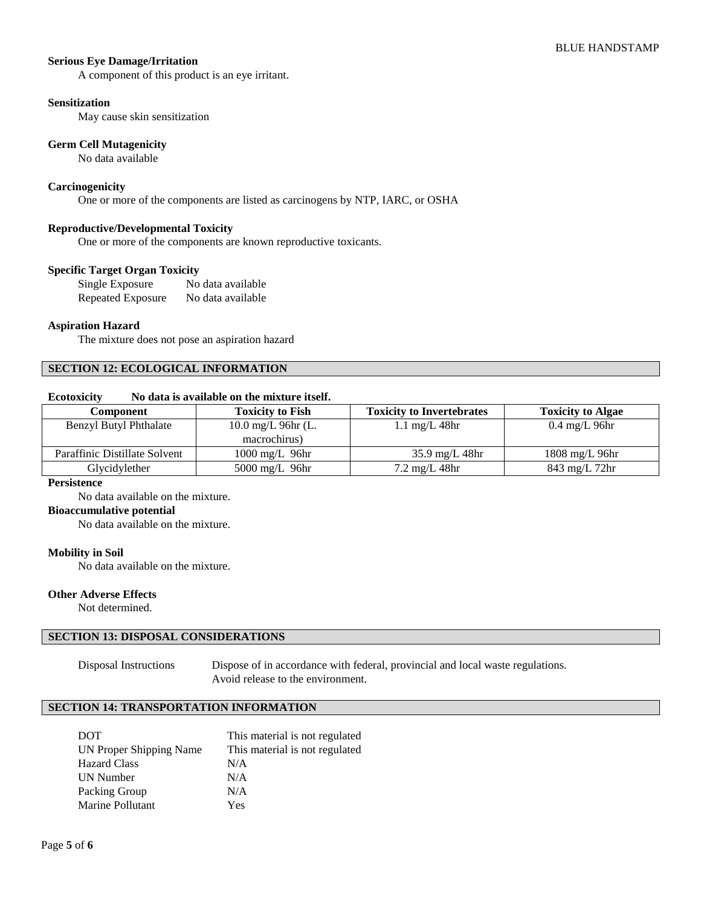**Serious Eye Damage/Irritation**

A component of this product is an eye irritant.

**Sensitization**

May cause skin sensitization

**Germ Cell Mutagenicity**

No data available

**Carcinogenicity**

One or more of the components are listed as carcinogens by NTP, IARC, or OSHA

**Reproductive/Developmental Toxicity**

One or more of the components are known reproductive toxicants.

**Specific Target Organ Toxicity**

| | |
|---|---|
| Single Exposure | No data available |
| Repeated Exposure | No data available |

**Aspiration Hazard**

The mixture does not pose an aspiration hazard

## SECTION 12: ECOLOGICAL INFORMATION

**Ecotoxicity** **No data is available on the mixture itself.**

| Component | Toxicity to Fish | Toxicity to Invertebrates | Toxicity to Algae |
|---|---|---|---|
| Benzyl Butyl Phthalate | 10.0 mg/L 96hr (L. macrochirus) | 1.1 mg/L 48hr | 0.4 mg/L 96hr |
| Paraffinic Distillate Solvent | 1000 mg/L 96hr | 35.9 mg/L 48hr | 1808 mg/L 96hr |
| Glycidylether | 5000 mg/L 96hr | 7.2 mg/L 48hr | 843 mg/L 72hr |

**Persistence**

No data available on the mixture.

**Bioaccumulative potential**

No data available on the mixture.

**Mobility in Soil**

No data available on the mixture.

**Other Adverse Effects**

Not determined.

## SECTION 13: DISPOSAL CONSIDERATIONS

| | |
|---|---|
| Disposal Instructions | Dispose of in accordance with federal, provincial and local waste regulations. Avoid release to the environment. |

## SECTION 14: TRANSPORTATION INFORMATION

| | |
|---|---|
| DOT | This material is not regulated |
| UN Proper Shipping Name | This material is not regulated |
| Hazard Class | N/A |
| UN Number | N/A |
| Packing Group | N/A |
| Marine Pollutant | Yes |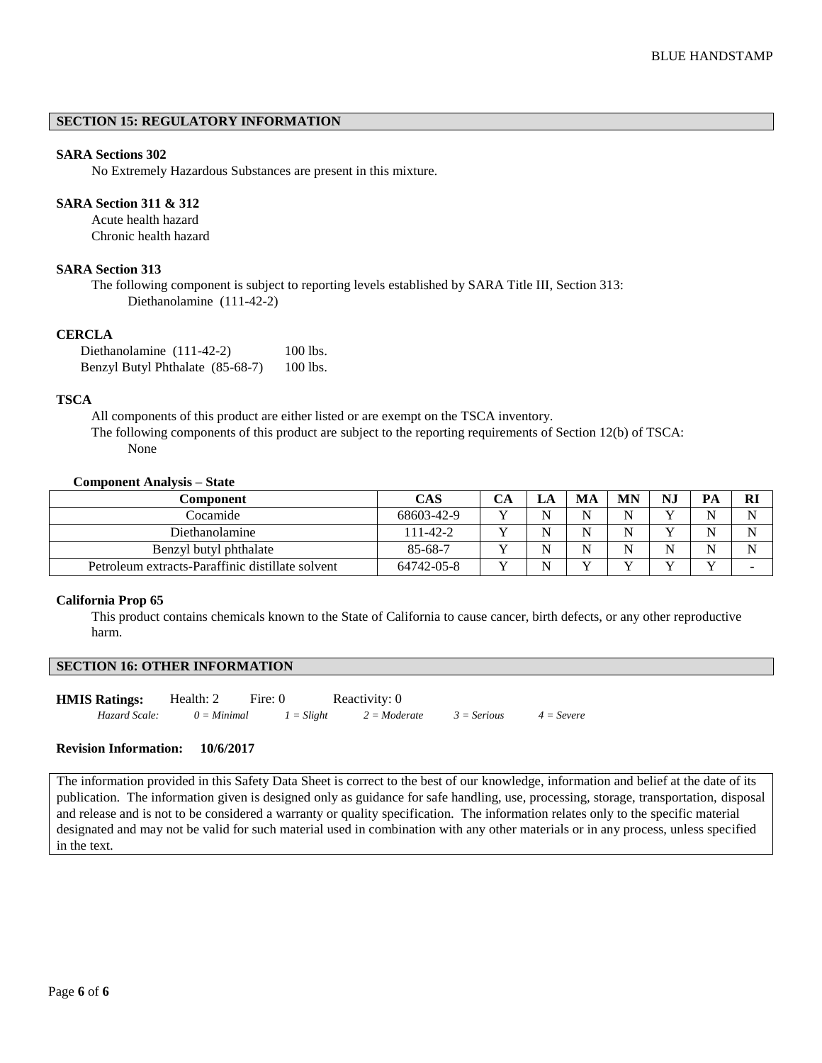## SECTION 15: REGULATORY INFORMATION

**SARA Sections 302**

No Extremely Hazardous Substances are present in this mixture.

**SARA Section 311 & 312**

Acute health hazard
Chronic health hazard

**SARA Section 313**

The following component is subject to reporting levels established by SARA Title III, Section 313:
Diethanolamine (111-42-2)

**CERCLA**

| | |
|---|---|
| Diethanolamine (111-42-2) | 100 lbs. |
| Benzyl Butyl Phthalate (85-68-7) | 100 lbs. |

**TSCA**

All components of this product are either listed or are exempt on the TSCA inventory.
The following components of this product are subject to the reporting requirements of Section 12(b) of TSCA:
None

**Component Analysis – State**

| Component | CAS | CA | LA | MA | MN | NJ | PA | RI |
|---|---|---|---|---|---|---|---|---|
| Cocamide | 68603-42-9 | Y | N | N | N | Y | N | N |
| Diethanolamine | 111-42-2 | Y | N | N | N | Y | N | N |
| Benzyl butyl phthalate | 85-68-7 | Y | N | N | N | N | N | N |
| Petroleum extracts-Paraffinic distillate solvent | 64742-05-8 | Y | N | Y | Y | Y | Y | - |

**California Prop 65**

This product contains chemicals known to the State of California to cause cancer, birth defects, or any other reproductive harm.

## SECTION 16: OTHER INFORMATION

**HMIS Ratings:** Health: 2 Fire: 0 Reactivity: 0

*Hazard Scale: 0 = Minimal 1 = Slight 2 = Moderate 3 = Serious 4 = Severe*

**Revision Information: 10/6/2017**

The information provided in this Safety Data Sheet is correct to the best of our knowledge, information and belief at the date of its publication. The information given is designed only as guidance for safe handling, use, processing, storage, transportation, disposal and release and is not to be considered a warranty or quality specification. The information relates only to the specific material designated and may not be valid for such material used in combination with any other materials or in any process, unless specified in the text.